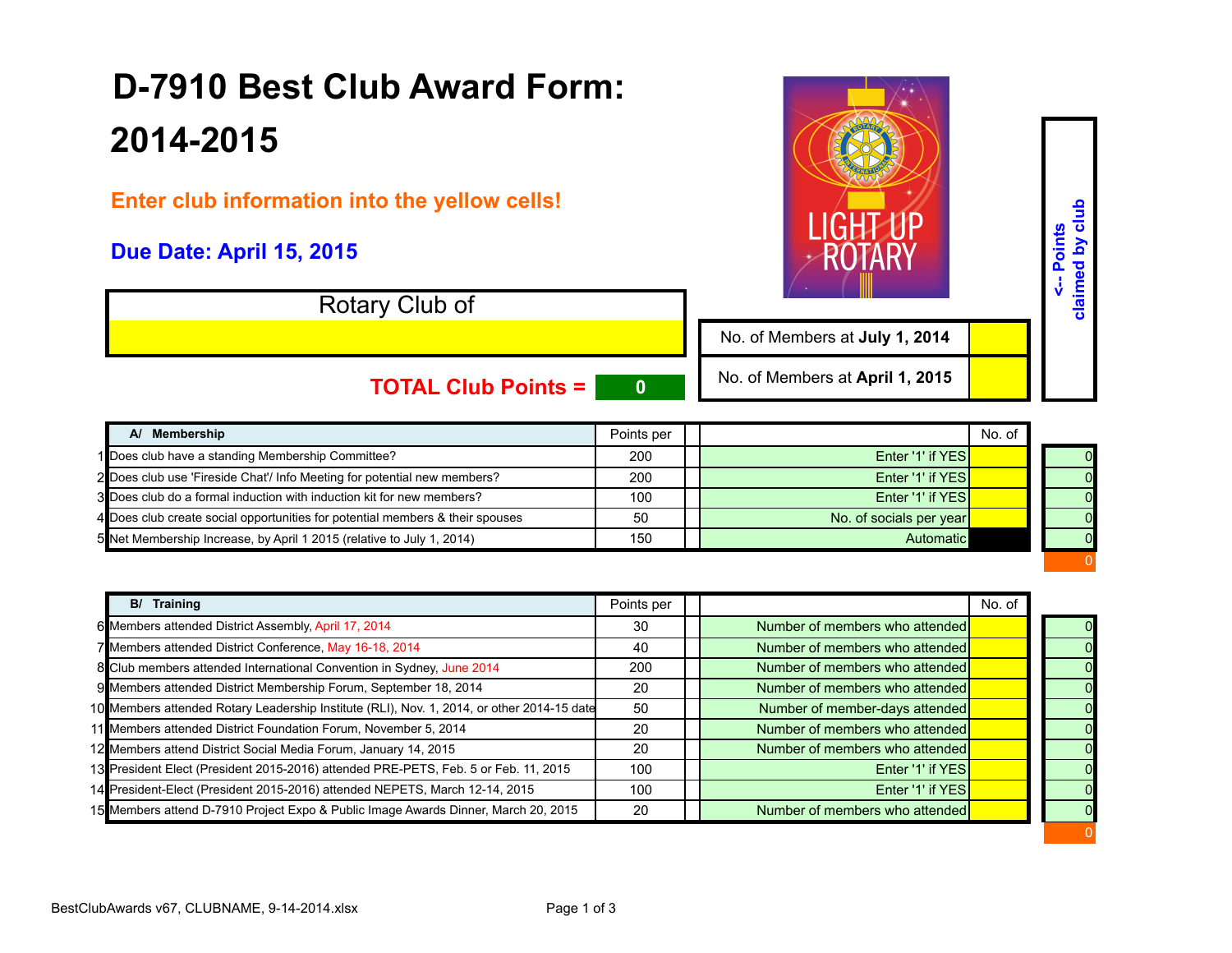# D-7910 Best Club Award Form: 2014-2015

**Enter club information into the yellow cells!**

**Due Date: April 15, 2015**

| Rotary Club of |
|---|
| |

| | |
|---|---|
| No. of Members at **July 1, 2014** | |
| No. of Members at **April 1, 2015** | |

**TOTAL Club Points = 0**

<-- Points claimed by club

| # | A/ Membership | Points per | | No. of | Points claimed by club |
|---|---|---|---|---|---|
| 1 | Does club have a standing Membership Committee? | 200 | Enter '1' if YES | | 0 |
| 2 | Does club use 'Fireside Chat'/ Info Meeting for potential new members? | 200 | Enter '1' if YES | | 0 |
| 3 | Does club do a formal induction with induction kit for new members? | 100 | Enter '1' if YES | | 0 |
| 4 | Does club create social opportunities for potential members & their spouses | 50 | No. of socials per year | | 0 |
| 5 | Net Membership Increase, by April 1 2015 (relative to July 1, 2014) | 150 | Automatic | | 0 |
| | | | | | 0 |

| # | B/ Training | Points per | | No. of | Points claimed by club |
|---|---|---|---|---|---|
| 6 | Members attended District Assembly, April 17, 2014 | 30 | Number of members who attended | | 0 |
| 7 | Members attended District Conference, May 16-18, 2014 | 40 | Number of members who attended | | 0 |
| 8 | Club members attended International Convention in Sydney, June 2014 | 200 | Number of members who attended | | 0 |
| 9 | Members attended District Membership Forum, September 18, 2014 | 20 | Number of members who attended | | 0 |
| 10 | Members attended Rotary Leadership Institute (RLI), Nov. 1, 2014, or other 2014-15 date | 50 | Number of member-days attended | | 0 |
| 11 | Members attended District Foundation Forum, November 5, 2014 | 20 | Number of members who attended | | 0 |
| 12 | Members attend District Social Media Forum, January 14, 2015 | 20 | Number of members who attended | | 0 |
| 13 | President Elect (President 2015-2016) attended PRE-PETS, Feb. 5 or Feb. 11, 2015 | 100 | Enter '1' if YES | | 0 |
| 14 | President-Elect (President 2015-2016) attended NEPETS, March 12-14, 2015 | 100 | Enter '1' if YES | | 0 |
| 15 | Members attend D-7910 Project Expo & Public Image Awards Dinner, March 20, 2015 | 20 | Number of members who attended | | 0 |
| | | | | | 0 |

BestClubAwards v67, CLUBNAME, 9-14-2014.xlsx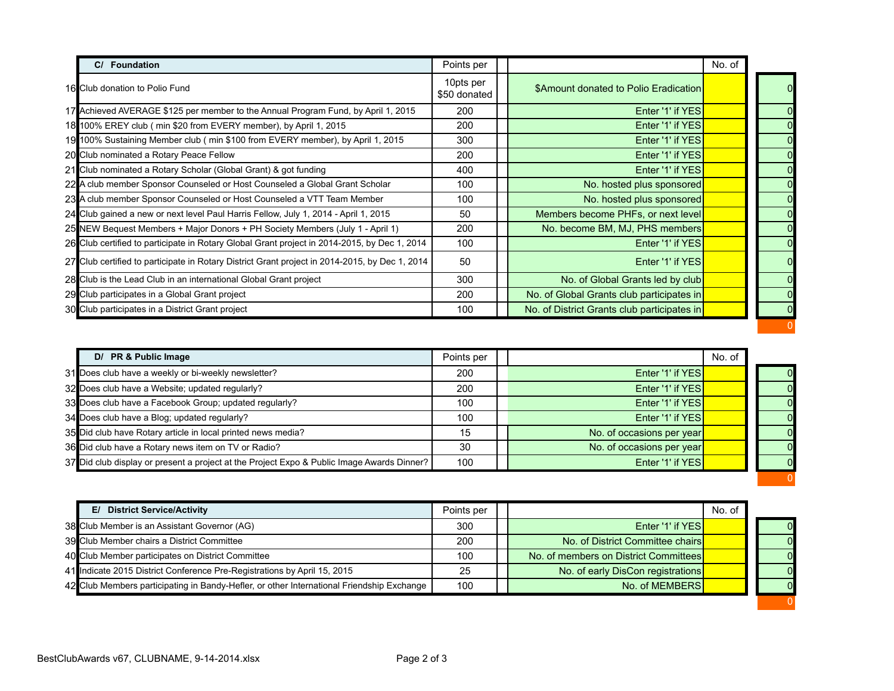| # | C/ Foundation | Points per | | | No. of | Total |
|---|---|---|---|---|---|---|
| 16 | Club donation to Polio Fund | 10pts per $50 donated | | $Amount donated to Polio Eradication | | 0 |
| 17 | Achieved AVERAGE $125 per member to the Annual Program Fund, by April 1, 2015 | 200 | | Enter '1' if YES | | 0 |
| 18 | 100% EREY club ( min $20 from EVERY member), by April 1, 2015 | 200 | | Enter '1' if YES | | 0 |
| 19 | 100% Sustaining Member club ( min $100 from EVERY member), by April 1, 2015 | 300 | | Enter '1' if YES | | 0 |
| 20 | Club nominated a Rotary Peace Fellow | 200 | | Enter '1' if YES | | 0 |
| 21 | Club nominated a Rotary Scholar (Global Grant) & got funding | 400 | | Enter '1' if YES | | 0 |
| 22 | A club member Sponsor Counseled or Host Counseled a Global Grant Scholar | 100 | | No. hosted plus sponsored | | 0 |
| 23 | A club member Sponsor Counseled or Host Counseled a VTT Team Member | 100 | | No. hosted plus sponsored | | 0 |
| 24 | Club gained a new or next level Paul Harris Fellow, July 1, 2014 - April 1, 2015 | 50 | | Members become PHFs, or next level | | 0 |
| 25 | NEW Bequest Members + Major Donors + PH Society Members (July 1 - April 1) | 200 | | No. become BM, MJ, PHS members | | 0 |
| 26 | Club certified to participate in Rotary Global Grant project in 2014-2015, by Dec 1, 2014 | 100 | | Enter '1' if YES | | 0 |
| 27 | Club certified to participate in Rotary District Grant project in 2014-2015, by Dec 1, 2014 | 50 | | Enter '1' if YES | | 0 |
| 28 | Club is the Lead Club in an international Global Grant project | 300 | | No. of Global Grants led by club | | 0 |
| 29 | Club participates in a Global Grant project | 200 | | No. of Global Grants club participates in | | 0 |
| 30 | Club participates in a District Grant project | 100 | | No. of District Grants club participates in | | 0 |
| | | | | | | 0 |

| # | D/ PR & Public Image | Points per | | | No. of | Total |
|---|---|---|---|---|---|---|
| 31 | Does club have a weekly or bi-weekly newsletter? | 200 | | Enter '1' if YES | | 0 |
| 32 | Does club have a Website; updated regularly? | 200 | | Enter '1' if YES | | 0 |
| 33 | Does club have a Facebook Group; updated regularly? | 100 | | Enter '1' if YES | | 0 |
| 34 | Does club have a Blog; updated regularly? | 100 | | Enter '1' if YES | | 0 |
| 35 | Did club have Rotary article in local printed news media? | 15 | | No. of occasions per year | | 0 |
| 36 | Did club have a Rotary news item on TV or Radio? | 30 | | No. of occasions per year | | 0 |
| 37 | Did club display or present a project at the Project Expo & Public Image Awards Dinner? | 100 | | Enter '1' if YES | | 0 |
| | | | | | | 0 |

| # | E/ District Service/Activity | Points per | | | No. of | Total |
|---|---|---|---|---|---|---|
| 38 | Club Member is an Assistant Governor (AG) | 300 | | Enter '1' if YES | | 0 |
| 39 | Club Member chairs a District Committee | 200 | | No. of District Committee chairs | | 0 |
| 40 | Club Member participates on District Committee | 100 | | No. of members on District Committees | | 0 |
| 41 | Indicate 2015 District Conference Pre-Registrations by April 15, 2015 | 25 | | No. of early DisCon registrations | | 0 |
| 42 | Club Members participating in Bandy-Hefler, or other International Friendship Exchange | 100 | | No. of MEMBERS | | 0 |
| | | | | | | 0 |

BestClubAwards v67, CLUBNAME, 9-14-2014.xlsx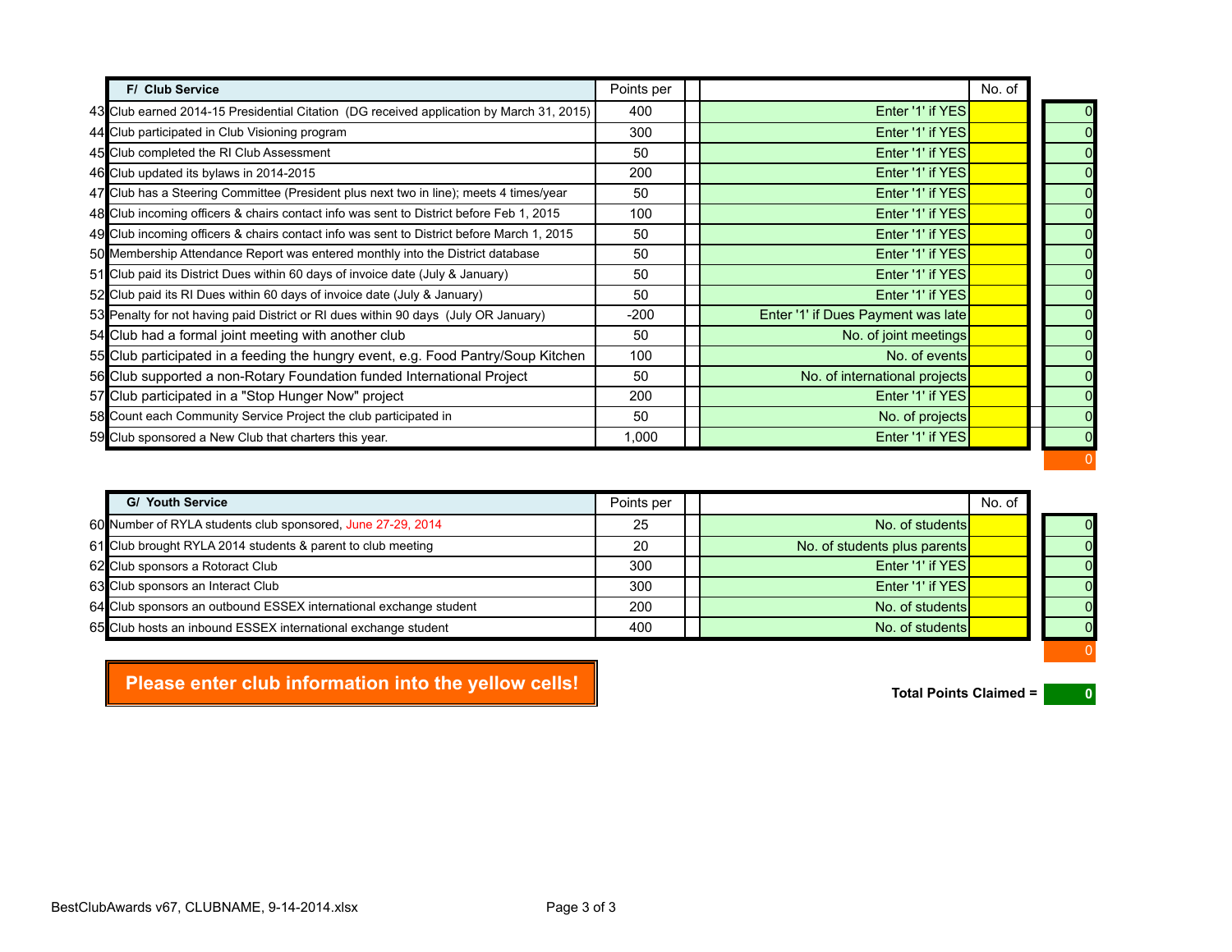| | F/ Club Service | Points per | | | No. of | |
|---|---|---|---|---|---|---|
| 43 | Club earned 2014-15 Presidential Citation (DG received application by March 31, 2015) | 400 | | Enter '1' if YES | | 0 |
| 44 | Club participated in Club Visioning program | 300 | | Enter '1' if YES | | 0 |
| 45 | Club completed the RI Club Assessment | 50 | | Enter '1' if YES | | 0 |
| 46 | Club updated its bylaws in 2014-2015 | 200 | | Enter '1' if YES | | 0 |
| 47 | Club has a Steering Committee (President plus next two in line); meets 4 times/year | 50 | | Enter '1' if YES | | 0 |
| 48 | Club incoming officers & chairs contact info was sent to District before Feb 1, 2015 | 100 | | Enter '1' if YES | | 0 |
| 49 | Club incoming officers & chairs contact info was sent to District before March 1, 2015 | 50 | | Enter '1' if YES | | 0 |
| 50 | Membership Attendance Report was entered monthly into the District database | 50 | | Enter '1' if YES | | 0 |
| 51 | Club paid its District Dues within 60 days of invoice date (July & January) | 50 | | Enter '1' if YES | | 0 |
| 52 | Club paid its RI Dues within 60 days of invoice date (July & January) | 50 | | Enter '1' if YES | | 0 |
| 53 | Penalty for not having paid District or RI dues within 90 days (July OR January) | -200 | | Enter '1' if Dues Payment was late | | 0 |
| 54 | Club had a formal joint meeting with another club | 50 | | No. of joint meetings | | 0 |
| 55 | Club participated in a feeding the hungry event, e.g. Food Pantry/Soup Kitchen | 100 | | No. of events | | 0 |
| 56 | Club supported a non-Rotary Foundation funded International Project | 50 | | No. of international projects | | 0 |
| 57 | Club participated in a "Stop Hunger Now" project | 200 | | Enter '1' if YES | | 0 |
| 58 | Count each Community Service Project the club participated in | 50 | | No. of projects | | 0 |
| 59 | Club sponsored a New Club that charters this year. | 1,000 | | Enter '1' if YES | | 0 |
| | | | | | | 0 |

| | G/ Youth Service | Points per | | | No. of | |
|---|---|---|---|---|---|---|
| 60 | Number of RYLA students club sponsored, June 27-29, 2014 | 25 | | No. of students | | 0 |
| 61 | Club brought RYLA 2014 students & parent to club meeting | 20 | | No. of students plus parents | | 0 |
| 62 | Club sponsors a Rotoract Club | 300 | | Enter '1' if YES | | 0 |
| 63 | Club sponsors an Interact Club | 300 | | Enter '1' if YES | | 0 |
| 64 | Club sponsors an outbound ESSEX international exchange student | 200 | | No. of students | | 0 |
| 65 | Club hosts an inbound ESSEX international exchange student | 400 | | No. of students | | 0 |
| | | | | | | 0 |

**Please enter club information into the yellow cells!**

**Total Points Claimed =** **0**

BestClubAwards v67, CLUBNAME, 9-14-2014.xlsx